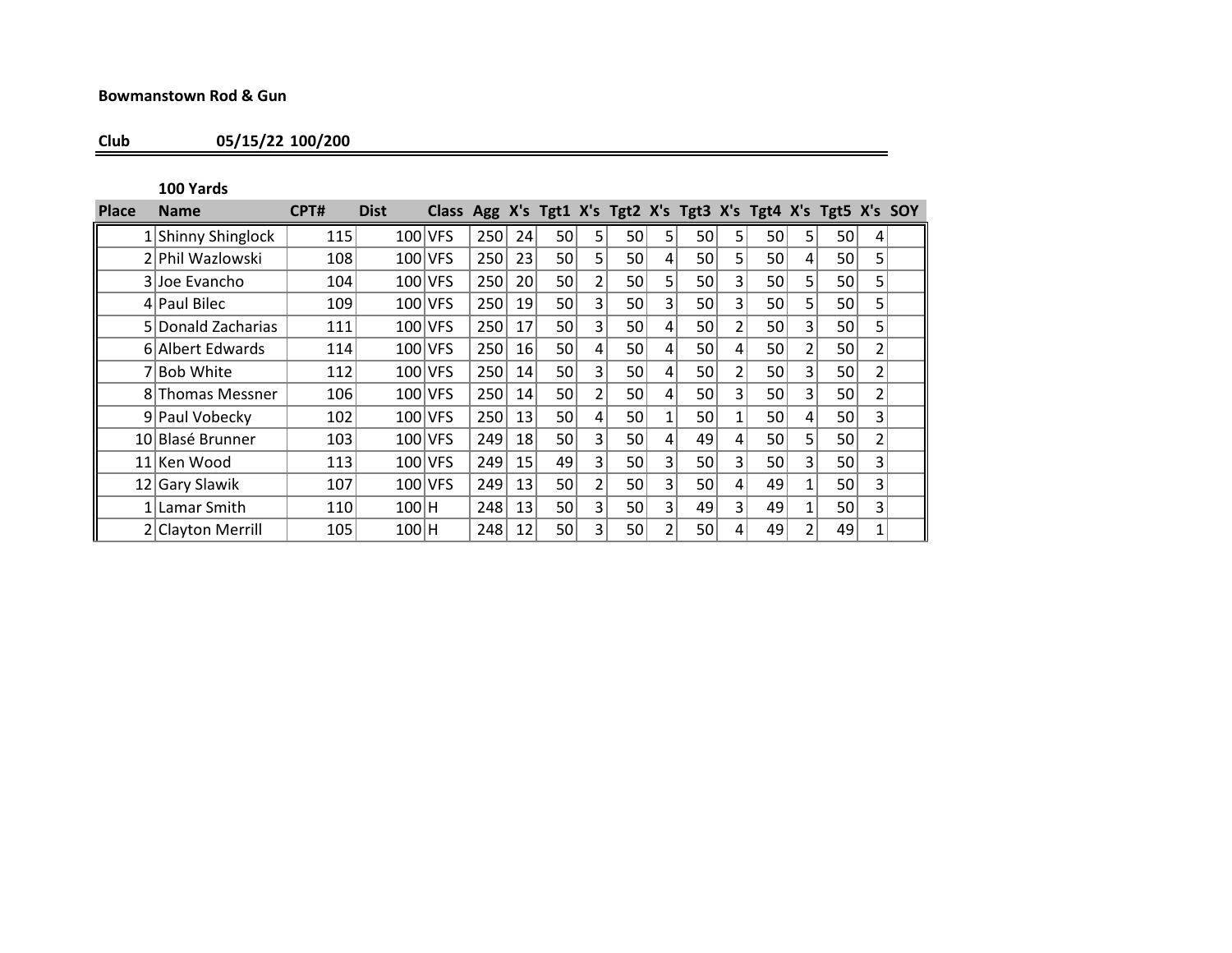**Bowmanstown Rod & Gun**

**Club 05/15/22 100/200**

**100 Yards**

| Place | Name | CPT# | Dist | Class | Agg | X's | Tgt1 | X's | Tgt2 | X's | Tgt3 | X's | Tgt4 | X's | Tgt5 | X's | SOY |
|---|---|---|---|---|---|---|---|---|---|---|---|---|---|---|---|---|---|
| 1 | Shinny Shinglock | 115 | 100 | VFS | 250 | 24 | 50 | 5 | 50 | 5 | 50 | 5 | 50 | 5 | 50 | 4 | |
| 2 | Phil Wazlowski | 108 | 100 | VFS | 250 | 23 | 50 | 5 | 50 | 4 | 50 | 5 | 50 | 4 | 50 | 5 | |
| 3 | Joe Evancho | 104 | 100 | VFS | 250 | 20 | 50 | 2 | 50 | 5 | 50 | 3 | 50 | 5 | 50 | 5 | |
| 4 | Paul Bilec | 109 | 100 | VFS | 250 | 19 | 50 | 3 | 50 | 3 | 50 | 3 | 50 | 5 | 50 | 5 | |
| 5 | Donald Zacharias | 111 | 100 | VFS | 250 | 17 | 50 | 3 | 50 | 4 | 50 | 2 | 50 | 3 | 50 | 5 | |
| 6 | Albert Edwards | 114 | 100 | VFS | 250 | 16 | 50 | 4 | 50 | 4 | 50 | 4 | 50 | 2 | 50 | 2 | |
| 7 | Bob White | 112 | 100 | VFS | 250 | 14 | 50 | 3 | 50 | 4 | 50 | 2 | 50 | 3 | 50 | 2 | |
| 8 | Thomas Messner | 106 | 100 | VFS | 250 | 14 | 50 | 2 | 50 | 4 | 50 | 3 | 50 | 3 | 50 | 2 | |
| 9 | Paul Vobecky | 102 | 100 | VFS | 250 | 13 | 50 | 4 | 50 | 1 | 50 | 1 | 50 | 4 | 50 | 3 | |
| 10 | Blasé Brunner | 103 | 100 | VFS | 249 | 18 | 50 | 3 | 50 | 4 | 49 | 4 | 50 | 5 | 50 | 2 | |
| 11 | Ken Wood | 113 | 100 | VFS | 249 | 15 | 49 | 3 | 50 | 3 | 50 | 3 | 50 | 3 | 50 | 3 | |
| 12 | Gary Slawik | 107 | 100 | VFS | 249 | 13 | 50 | 2 | 50 | 3 | 50 | 4 | 49 | 1 | 50 | 3 | |
| 1 | Lamar Smith | 110 | 100 | H | 248 | 13 | 50 | 3 | 50 | 3 | 49 | 3 | 49 | 1 | 50 | 3 | |
| 2 | Clayton Merrill | 105 | 100 | H | 248 | 12 | 50 | 3 | 50 | 2 | 50 | 4 | 49 | 2 | 49 | 1 | |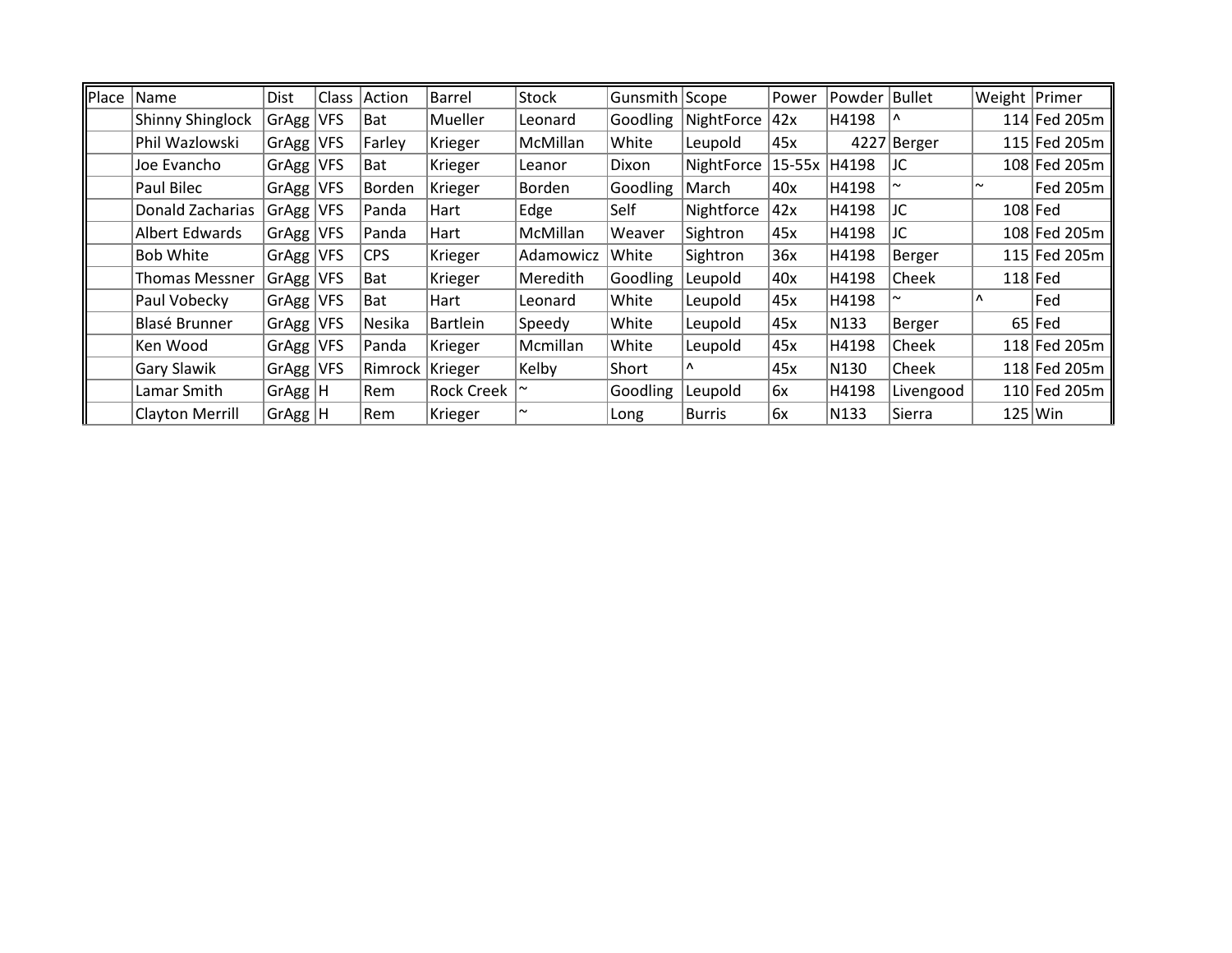| Place | Name | Dist | Class | Action | Barrel | Stock | Gunsmith | Scope | Power | Powder | Bullet | Weight | Primer |
|---|---|---|---|---|---|---|---|---|---|---|---|---|---|
| | Shinny Shinglock | GrAgg | VFS | Bat | Mueller | Leonard | Goodling | NightForce | 42x | H4198 | ^ | 114 | Fed 205m |
| | Phil Wazlowski | GrAgg | VFS | Farley | Krieger | McMillan | White | Leupold | 45x | 4227 | Berger | 115 | Fed 205m |
| | Joe Evancho | GrAgg | VFS | Bat | Krieger | Leanor | Dixon | NightForce | 15-55x | H4198 | JC | 108 | Fed 205m |
| | Paul Bilec | GrAgg | VFS | Borden | Krieger | Borden | Goodling | March | 40x | H4198 | ~ | ~ | Fed 205m |
| | Donald Zacharias | GrAgg | VFS | Panda | Hart | Edge | Self | Nightforce | 42x | H4198 | JC | 108 | Fed |
| | Albert Edwards | GrAgg | VFS | Panda | Hart | McMillan | Weaver | Sightron | 45x | H4198 | JC | 108 | Fed 205m |
| | Bob White | GrAgg | VFS | CPS | Krieger | Adamowicz | White | Sightron | 36x | H4198 | Berger | 115 | Fed 205m |
| | Thomas Messner | GrAgg | VFS | Bat | Krieger | Meredith | Goodling | Leupold | 40x | H4198 | Cheek | 118 | Fed |
| | Paul Vobecky | GrAgg | VFS | Bat | Hart | Leonard | White | Leupold | 45x | H4198 | ~ | ^ | Fed |
| | Blasé Brunner | GrAgg | VFS | Nesika | Bartlein | Speedy | White | Leupold | 45x | N133 | Berger | 65 | Fed |
| | Ken Wood | GrAgg | VFS | Panda | Krieger | Mcmillan | White | Leupold | 45x | H4198 | Cheek | 118 | Fed 205m |
| | Gary Slawik | GrAgg | VFS | Rimrock | Krieger | Kelby | Short | ^ | 45x | N130 | Cheek | 118 | Fed 205m |
| | Lamar Smith | GrAgg | H | Rem | Rock Creek | ~ | Goodling | Leupold | 6x | H4198 | Livengood | 110 | Fed 205m |
| | Clayton Merrill | GrAgg | H | Rem | Krieger | ~ | Long | Burris | 6x | N133 | Sierra | 125 | Win |